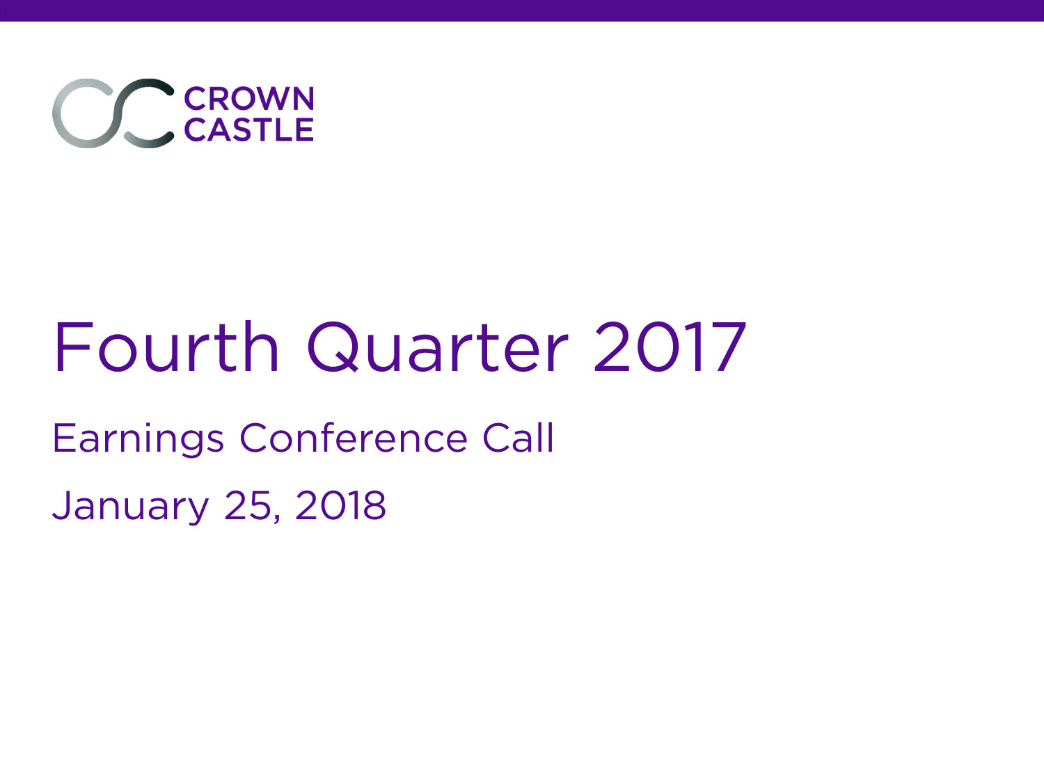CROWN CASTLE

# Fourth Quarter 2017

## Earnings Conference Call

January 25, 2018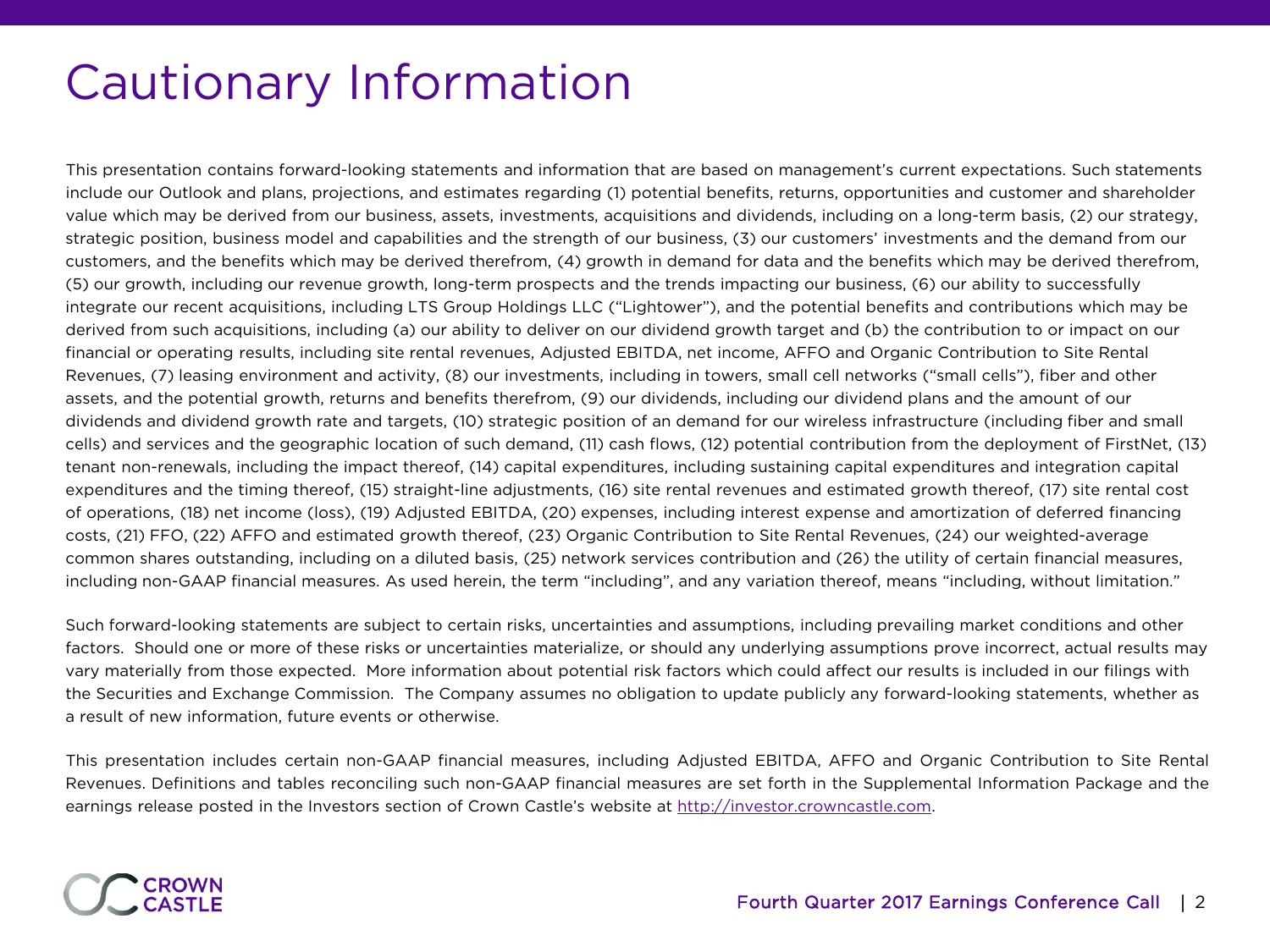# Cautionary Information

This presentation contains forward-looking statements and information that are based on management's current expectations. Such statements include our Outlook and plans, projections, and estimates regarding (1) potential benefits, returns, opportunities and customer and shareholder value which may be derived from our business, assets, investments, acquisitions and dividends, including on a long-term basis, (2) our strategy, strategic position, business model and capabilities and the strength of our business, (3) our customers' investments and the demand from our customers, and the benefits which may be derived therefrom, (4) growth in demand for data and the benefits which may be derived therefrom, (5) our growth, including our revenue growth, long-term prospects and the trends impacting our business, (6) our ability to successfully integrate our recent acquisitions, including LTS Group Holdings LLC ("Lightower"), and the potential benefits and contributions which may be derived from such acquisitions, including (a) our ability to deliver on our dividend growth target and (b) the contribution to or impact on our financial or operating results, including site rental revenues, Adjusted EBITDA, net income, AFFO and Organic Contribution to Site Rental Revenues, (7) leasing environment and activity, (8) our investments, including in towers, small cell networks ("small cells"), fiber and other assets, and the potential growth, returns and benefits therefrom, (9) our dividends, including our dividend plans and the amount of our dividends and dividend growth rate and targets, (10) strategic position of an demand for our wireless infrastructure (including fiber and small cells) and services and the geographic location of such demand, (11) cash flows, (12) potential contribution from the deployment of FirstNet, (13) tenant non-renewals, including the impact thereof, (14) capital expenditures, including sustaining capital expenditures and integration capital expenditures and the timing thereof, (15) straight-line adjustments, (16) site rental revenues and estimated growth thereof, (17) site rental cost of operations, (18) net income (loss), (19) Adjusted EBITDA, (20) expenses, including interest expense and amortization of deferred financing costs, (21) FFO, (22) AFFO and estimated growth thereof, (23) Organic Contribution to Site Rental Revenues, (24) our weighted-average common shares outstanding, including on a diluted basis, (25) network services contribution and (26) the utility of certain financial measures, including non-GAAP financial measures. As used herein, the term "including", and any variation thereof, means "including, without limitation."

Such forward-looking statements are subject to certain risks, uncertainties and assumptions, including prevailing market conditions and other factors. Should one or more of these risks or uncertainties materialize, or should any underlying assumptions prove incorrect, actual results may vary materially from those expected. More information about potential risk factors which could affect our results is included in our filings with the Securities and Exchange Commission. The Company assumes no obligation to update publicly any forward-looking statements, whether as a result of new information, future events or otherwise.

This presentation includes certain non-GAAP financial measures, including Adjusted EBITDA, AFFO and Organic Contribution to Site Rental Revenues. Definitions and tables reconciling such non-GAAP financial measures are set forth in the Supplemental Information Package and the earnings release posted in the Investors section of Crown Castle's website at http://investor.crowncastle.com.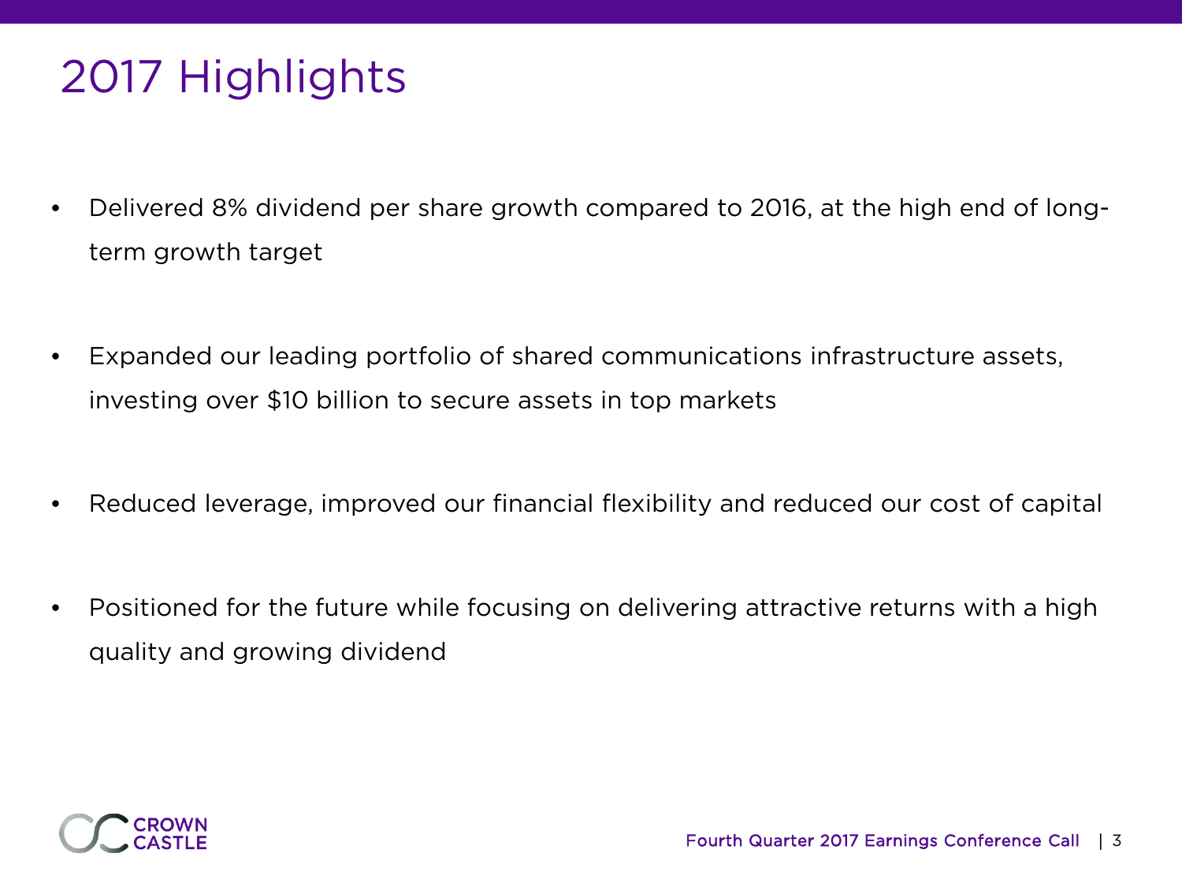# 2017 Highlights

- Delivered 8% dividend per share growth compared to 2016, at the high end of long-term growth target
- Expanded our leading portfolio of shared communications infrastructure assets, investing over $10 billion to secure assets in top markets
- Reduced leverage, improved our financial flexibility and reduced our cost of capital
- Positioned for the future while focusing on delivering attractive returns with a high quality and growing dividend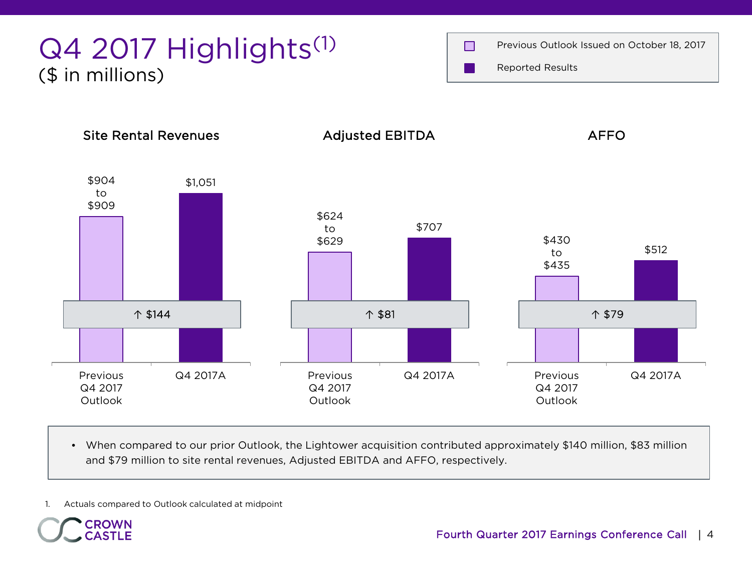# Q4 2017 Highlights[1]

## ($ in millions)

Legend: Previous Outlook Issued on October 18, 2017 | Reported Results

| | Previous Q4 2017 Outlook | Q4 2017A | Change |
|---|---|---|---|
| Site Rental Revenues | $904 to $909 | $1,051 | ↑ $144 |
| Adjusted EBITDA | $624 to $629 | $707 | ↑ $81 |
| AFFO | $430 to $435 | $512 | ↑ $79 |

- When compared to our prior Outlook, the Lightower acquisition contributed approximately $140 million, $83 million and $79 million to site rental revenues, Adjusted EBITDA and AFFO, respectively.

1. Actuals compared to Outlook calculated at midpoint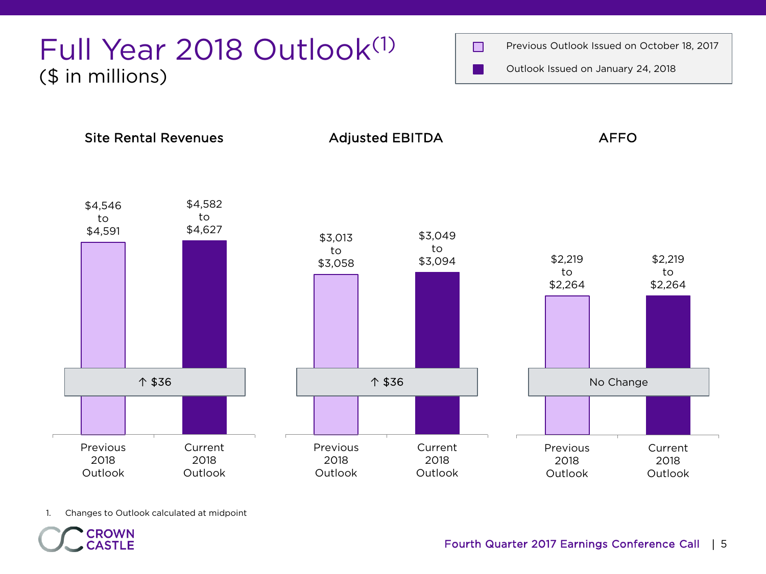# Full Year 2018 Outlook[1]

($ in millions)

Legend: Previous Outlook Issued on October 18, 2017; Outlook Issued on January 24, 2018

| | Previous 2018 Outlook | Current 2018 Outlook | Change |
|---|---|---|---|
| Site Rental Revenues | $4,546 to $4,591 | $4,582 to $4,627 | ↑ $36 |
| Adjusted EBITDA | $3,013 to $3,058 | $3,049 to $3,094 | ↑ $36 |
| AFFO | $2,219 to $2,264 | $2,219 to $2,264 | No Change |

1. Changes to Outlook calculated at midpoint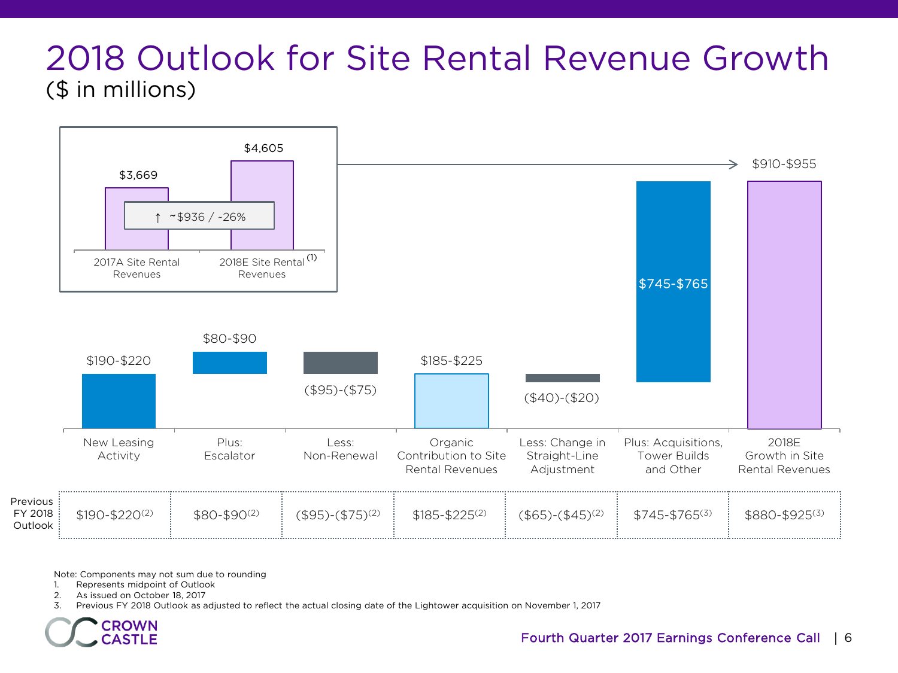# 2018 Outlook for Site Rental Revenue Growth

($ in millions)

| | 2017A Site Rental Revenues | 2018E Site Rental Revenues[1] |
|---|---|---|
| | $3,669 | $4,605 |

↑ ~$936 / ~26%

| | New Leasing Activity | Plus: Escalator | Less: Non-Renewal | Organic Contribution to Site Rental Revenues | Less: Change in Straight-Line Adjustment | Plus: Acquisitions, Tower Builds and Other | 2018E Growth in Site Rental Revenues |
|---|---|---|---|---|---|---|---|
| 2018 Outlook | $190-$220 | $80-$90 | ($95)-($75) | $185-$225 | ($40)-($20) | $745-$765 | $910-$955 |
| Previous FY 2018 Outlook | $190-$220[2] | $80-$90[2] | ($95)-($75)[2] | $185-$225[2] | ($65)-($45)[2] | $745-$765[3] | $880-$925[3] |

Note: Components may not sum due to rounding

1. Represents midpoint of Outlook
2. As issued on October 18, 2017
3. Previous FY 2018 Outlook as adjusted to reflect the actual closing date of the Lightower acquisition on November 1, 2017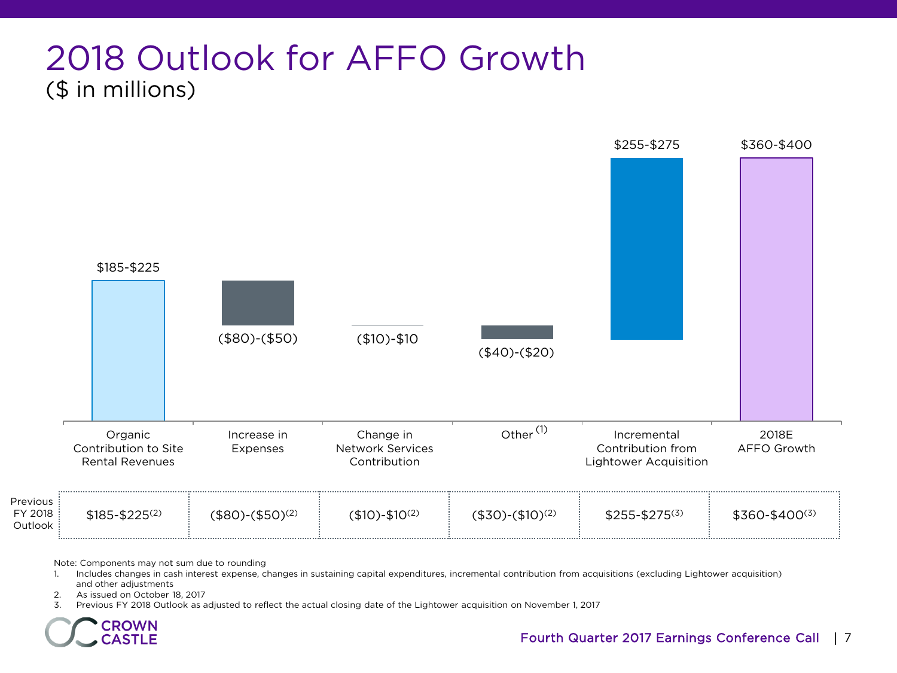# 2018 Outlook for AFFO Growth

## ($ in millions)

$185-$225

($80)-($50)

($10)-$10

($40)-($20)

$255-$275

$360-$400

Organic Contribution to Site Rental Revenues

Increase in Expenses

Change in Network Services Contribution

Other [1]

Incremental Contribution from Lightower Acquisition

2018E AFFO Growth

| | Organic Contribution to Site Rental Revenues | Increase in Expenses | Change in Network Services Contribution | Other [1] | Incremental Contribution from Lightower Acquisition | 2018E AFFO Growth |
|---|---|---|---|---|---|---|
| Previous FY 2018 Outlook | $185-$225[2] | ($80)-($50)[2] | ($10)-$10[2] | ($30)-($10)[2] | $255-$275[3] | $360-$400[3] |

Note: Components may not sum due to rounding

1. Includes changes in cash interest expense, changes in sustaining capital expenditures, incremental contribution from acquisitions (excluding Lightower acquisition) and other adjustments
2. As issued on October 18, 2017
3. Previous FY 2018 Outlook as adjusted to reflect the actual closing date of the Lightower acquisition on November 1, 2017